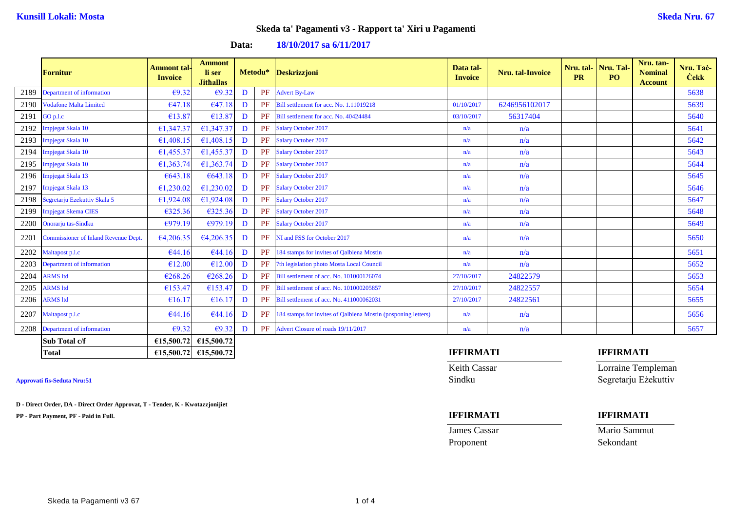**Kunsill Lokali: Mosta** **Skeda Nru. 67**

## Skeda ta' Pagamenti v3 - Rapport ta' Xiri u Pagamenti

**Data: 18/10/2017 sa 6/11/2017**

| | Fornitur | Ammont tal-Invoice | Ammont li ser Jithallas | Metodu* | | Deskrizzjoni | Data tal-Invoice | Nru. tal-Invoice | Nru. tal-PR | Nru. Tal-PO | Nru. tan-Nominal Account | Nru. Taċ-Ċekk |
|---|---|---|---|---|---|---|---|---|---|---|---|---|
| 2189 | Department of information | €9.32 | €9.32 | D | PF | Advert By-Law | | | | | | 5638 |
| 2190 | Vodafone Malta Limited | €47.18 | €47.18 | D | PF | Bill settlement for acc. No. 1.11019218 | 01/10/2017 | 6246956102017 | | | | 5639 |
| 2191 | GO p.l.c | €13.87 | €13.87 | D | PF | Bill settlement for acc. No. 40424484 | 03/10/2017 | 56317404 | | | | 5640 |
| 2192 | Impjegat Skala 10 | €1,347.37 | €1,347.37 | D | PF | Salary October 2017 | n/a | n/a | | | | 5641 |
| 2193 | Impjegat Skala 10 | €1,408.15 | €1,408.15 | D | PF | Salary October 2017 | n/a | n/a | | | | 5642 |
| 2194 | Impjegat Skala 10 | €1,455.37 | €1,455.37 | D | PF | Salary October 2017 | n/a | n/a | | | | 5643 |
| 2195 | Impjegat Skala 10 | €1,363.74 | €1,363.74 | D | PF | Salary October 2017 | n/a | n/a | | | | 5644 |
| 2196 | Impjegat Skala 13 | €643.18 | €643.18 | D | PF | Salary October 2017 | n/a | n/a | | | | 5645 |
| 2197 | Impjegat Skala 13 | €1,230.02 | €1,230.02 | D | PF | Salary October 2017 | n/a | n/a | | | | 5646 |
| 2198 | Segretarju Ezekuttiv Skala 5 | €1,924.08 | €1,924.08 | D | PF | Salary October 2017 | n/a | n/a | | | | 5647 |
| 2199 | Impjegat Skema CIES | €325.36 | €325.36 | D | PF | Salary October 2017 | n/a | n/a | | | | 5648 |
| 2200 | Onorarju tas-Sindku | €979.19 | €979.19 | D | PF | Salary October 2017 | n/a | n/a | | | | 5649 |
| 2201 | Commissioner of Inland Revenue Dept. | €4,206.35 | €4,206.35 | D | PF | NI and FSS for October 2017 | n/a | n/a | | | | 5650 |
| 2202 | Maltapost p.l.c | €44.16 | €44.16 | D | PF | 184 stamps for invites of Qalbiena Mostin | n/a | n/a | | | | 5651 |
| 2203 | Department of information | €12.00 | €12.00 | D | PF | 7th legislation photo Mosta Local Council | n/a | n/a | | | | 5652 |
| 2204 | ARMS ltd | €268.26 | €268.26 | D | PF | Bill settlement of acc. No. 101000126074 | 27/10/2017 | 24822579 | | | | 5653 |
| 2205 | ARMS ltd | €153.47 | €153.47 | D | PF | Bill settlement of acc. No. 101000205857 | 27/10/2017 | 24822557 | | | | 5654 |
| 2206 | ARMS ltd | €16.17 | €16.17 | D | PF | Bill settlement of acc. No. 411000062031 | 27/10/2017 | 24822561 | | | | 5655 |
| 2207 | Maltapost p.l.c | €44.16 | €44.16 | D | PF | 184 stamps for invites of Qalbiena Mostin (posponing letters) | n/a | n/a | | | | 5656 |
| 2208 | Department of information | €9.32 | €9.32 | D | PF | Advert Closure of roads 19/11/2017 | n/a | n/a | | | | 5657 |
| | **Sub Total c/f** | **€15,500.72** | **€15,500.72** | | | | | | | | | |
| | **Total** | **€15,500.72** | **€15,500.72** | | | | | | | | | |

**IFFIRMATI**

Keith Cassar
Sindku

**IFFIRMATI**

Lorraine Templeman
Segretarju Eżekuttiv

**Approvati fis-Seduta Nru:51**

**D - Direct Order, DA - Direct Order Approvat, T - Tender, K - Kwotazzjonijiet**

**PP - Part Payment, PF - Paid in Full.**

**IFFIRMATI**

James Cassar
Proponent

**IFFIRMATI**

Mario Sammut
Sekondant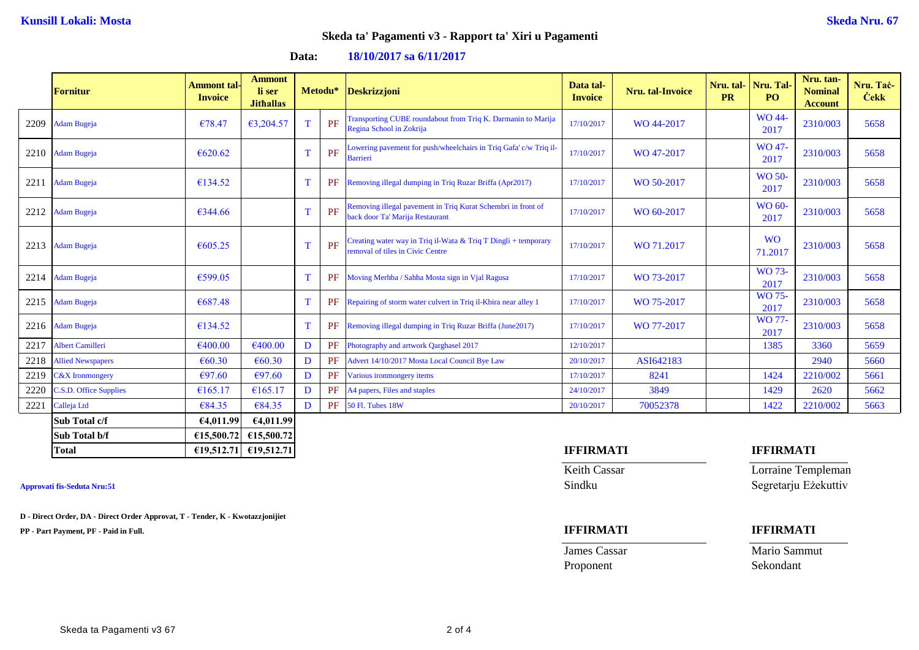**Kunsill Lokali: Mosta** **Skeda Nru. 67**

## Skeda ta' Pagamenti v3 - Rapport ta' Xiri u Pagamenti

**Data: 18/10/2017 sa 6/11/2017**

| | Fornitur | Ammont tal-Invoice | Ammont li ser Jithallas | Metodu* | | Deskrizzjoni | Data tal-Invoice | Nru. tal-Invoice | Nru. tal-PR | Nru. Tal-PO | Nru. tan-Nominal Account | Nru. Taċ-Ċekk |
|---|---|---|---|---|---|---|---|---|---|---|---|---|
| 2209 | Adam Bugeja | €78.47 | €3,204.57 | T | PF | Transporting CUBE roundabout from Triq K. Darmanin to Marija Regina School in Zokrija | 17/10/2017 | WO 44-2017 | | WO 44-2017 | 2310/003 | 5658 |
| 2210 | Adam Bugeja | €620.62 | | T | PF | Lowering pavement for push/wheelchairs in Triq Gafa' c/w Triq il-Barrieri | 17/10/2017 | WO 47-2017 | | WO 47-2017 | 2310/003 | 5658 |
| 2211 | Adam Bugeja | €134.52 | | T | PF | Removing illegal dumping in Triq Ruzar Briffa (Apr2017) | 17/10/2017 | WO 50-2017 | | WO 50-2017 | 2310/003 | 5658 |
| 2212 | Adam Bugeja | €344.66 | | T | PF | Removing illegal pavement in Triq Kurat Schembri in front of back door Ta' Marija Restaurant | 17/10/2017 | WO 60-2017 | | WO 60-2017 | 2310/003 | 5658 |
| 2213 | Adam Bugeja | €605.25 | | T | PF | Creating water way in Triq il-Wata & Triq T Dingli + temporary removal of tiles in Civic Centre | 17/10/2017 | WO 71.2017 | | WO 71.2017 | 2310/003 | 5658 |
| 2214 | Adam Bugeja | €599.05 | | T | PF | Moving Merhba / Sahha Mosta sign in Vjal Ragusa | 17/10/2017 | WO 73-2017 | | WO 73-2017 | 2310/003 | 5658 |
| 2215 | Adam Bugeja | €687.48 | | T | PF | Repairing of storm water culvert in Triq il-Kbira near alley 1 | 17/10/2017 | WO 75-2017 | | WO 75-2017 | 2310/003 | 5658 |
| 2216 | Adam Bugeja | €134.52 | | T | PF | Removing illegal dumping in Triq Ruzar Briffa (June2017) | 17/10/2017 | WO 77-2017 | | WO 77-2017 | 2310/003 | 5658 |
| 2217 | Albert Camilleri | €400.00 | €400.00 | D | PF | Photography and artwork Qarghasel 2017 | 12/10/2017 | | | 1385 | 3360 | 5659 |
| 2218 | Allied Newspapers | €60.30 | €60.30 | D | PF | Advert 14/10/2017 Mosta Local Council Bye Law | 20/10/2017 | ASI642183 | | | 2940 | 5660 |
| 2219 | C&X Ironmongery | €97.60 | €97.60 | D | PF | Various ironmongery items | 17/10/2017 | 8241 | | 1424 | 2210/002 | 5661 |
| 2220 | C.S.D. Office Supplies | €165.17 | €165.17 | D | PF | A4 papers, Files and staples | 24/10/2017 | 3849 | | 1429 | 2620 | 5662 |
| 2221 | Calleja Ltd | €84.35 | €84.35 | D | PF | 50 Fl. Tubes 18W | 20/10/2017 | 70052378 | | 1422 | 2210/002 | 5663 |
| | **Sub Total c/f** | **€4,011.99** | **€4,011.99** | | | | | | | | | |
| | **Sub Total b/f** | **€15,500.72** | **€15,500.72** | | | | | | | | | |
| | **Total** | **€19,512.71** | **€19,512.71** | | | | | | | | | |

**Approvati fis-Seduta Nru:51**

**D - Direct Order, DA - Direct Order Approvat, T - Tender, K - Kwotazzjonijiet**

**PP - Part Payment, PF - Paid in Full.**

**IFFIRMATI**

Keith Cassar
Sindku

**IFFIRMATI**

Lorraine Templeman
Segretarju Eżekuttiv

**IFFIRMATI**

James Cassar
Proponent

**IFFIRMATI**

Mario Sammut
Sekondant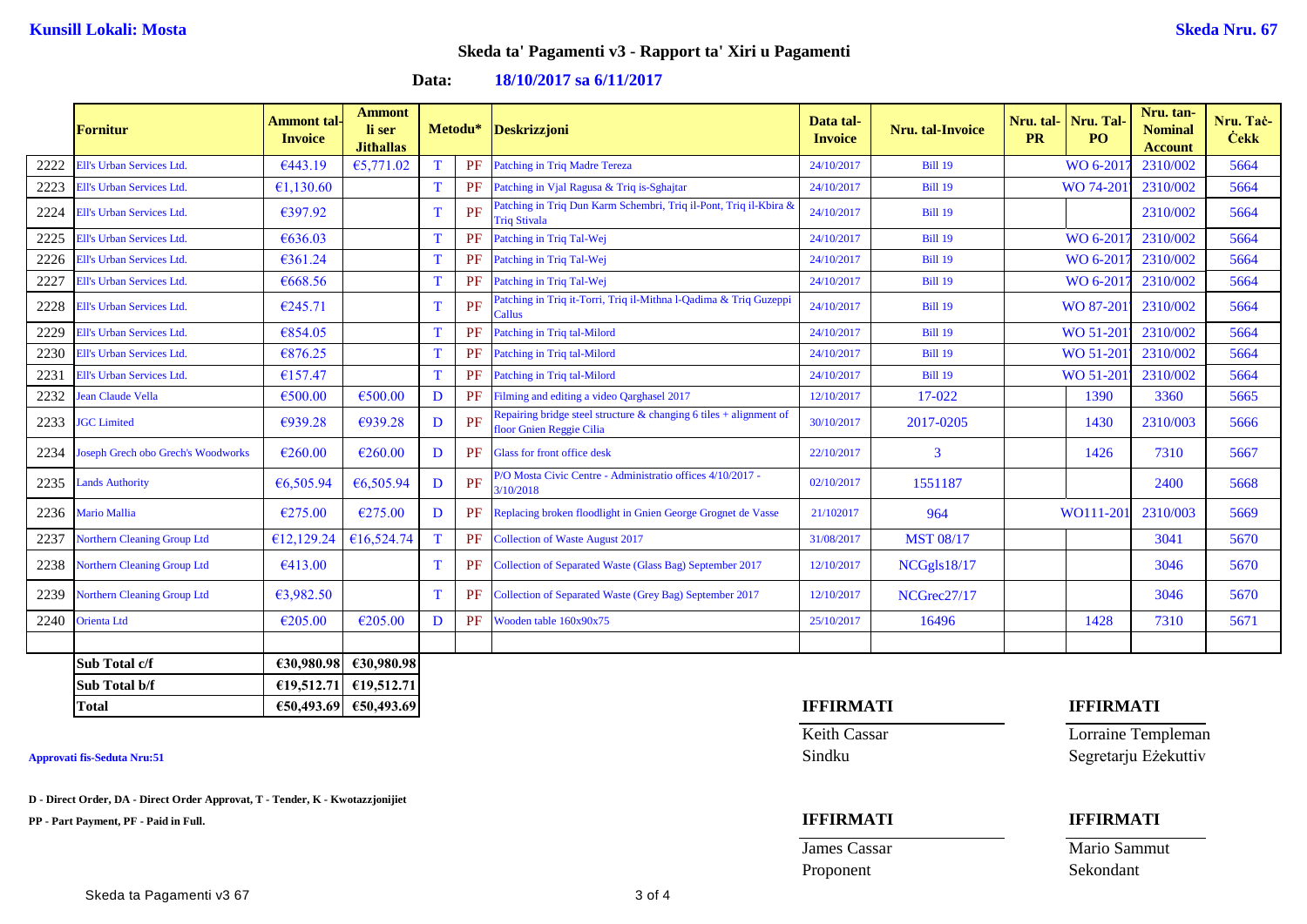**Kunsill Lokali: Mosta**

**Skeda Nru. 67**

## Skeda ta' Pagamenti v3 - Rapport ta' Xiri u Pagamenti

**Data: 18/10/2017 sa 6/11/2017**

| | Fornitur | Ammont tal-Invoice | Ammont li ser Jithallas | Metodu* | | Deskrizzjoni | Data tal-Invoice | Nru. tal-Invoice | Nru. tal-PR | Nru. Tal-PO | Nru. tan-Nominal Account | Nru. Taċ-Ċekk |
|---|---|---|---|---|---|---|---|---|---|---|---|---|
| 2222 | Ell's Urban Services Ltd. | €443.19 | €5,771.02 | T | PF | Patching in Triq Madre Tereza | 24/10/2017 | Bill 19 | | WO 6-2017 | 2310/002 | 5664 |
| 2223 | Ell's Urban Services Ltd. | €1,130.60 | | T | PF | Patching in Vjal Ragusa & Triq is-Sghajtar | 24/10/2017 | Bill 19 | | WO 74-201 | 2310/002 | 5664 |
| 2224 | Ell's Urban Services Ltd. | €397.92 | | T | PF | Patching in Triq Dun Karm Schembri, Triq il-Pont, Triq il-Kbira & Triq Stivala | 24/10/2017 | Bill 19 | | | 2310/002 | 5664 |
| 2225 | Ell's Urban Services Ltd. | €636.03 | | T | PF | Patching in Triq Tal-Wej | 24/10/2017 | Bill 19 | | WO 6-2017 | 2310/002 | 5664 |
| 2226 | Ell's Urban Services Ltd. | €361.24 | | T | PF | Patching in Triq Tal-Wej | 24/10/2017 | Bill 19 | | WO 6-2017 | 2310/002 | 5664 |
| 2227 | Ell's Urban Services Ltd. | €668.56 | | T | PF | Patching in Triq Tal-Wej | 24/10/2017 | Bill 19 | | WO 6-2017 | 2310/002 | 5664 |
| 2228 | Ell's Urban Services Ltd. | €245.71 | | T | PF | Patching in Triq it-Torri, Triq il-Mithna l-Qadima & Triq Guzeppi Callus | 24/10/2017 | Bill 19 | | WO 87-201 | 2310/002 | 5664 |
| 2229 | Ell's Urban Services Ltd. | €854.05 | | T | PF | Patching in Triq tal-Milord | 24/10/2017 | Bill 19 | | WO 51-201 | 2310/002 | 5664 |
| 2230 | Ell's Urban Services Ltd. | €876.25 | | T | PF | Patching in Triq tal-Milord | 24/10/2017 | Bill 19 | | WO 51-201 | 2310/002 | 5664 |
| 2231 | Ell's Urban Services Ltd. | €157.47 | | T | PF | Patching in Triq tal-Milord | 24/10/2017 | Bill 19 | | WO 51-201 | 2310/002 | 5664 |
| 2232 | Jean Claude Vella | €500.00 | €500.00 | D | PF | Filming and editing a video Qarghasel 2017 | 12/10/2017 | 17-022 | | 1390 | 3360 | 5665 |
| 2233 | JGC Limited | €939.28 | €939.28 | D | PF | Repairing bridge steel structure & changing 6 tiles + alignment of floor Gnien Reggie Cilia | 30/10/2017 | 2017-0205 | | 1430 | 2310/003 | 5666 |
| 2234 | Joseph Grech obo Grech's Woodworks | €260.00 | €260.00 | D | PF | Glass for front office desk | 22/10/2017 | 3 | | 1426 | 7310 | 5667 |
| 2235 | Lands Authority | €6,505.94 | €6,505.94 | D | PF | P/O Mosta Civic Centre - Administratio offices 4/10/2017 - 3/10/2018 | 02/10/2017 | 1551187 | | | 2400 | 5668 |
| 2236 | Mario Mallia | €275.00 | €275.00 | D | PF | Replacing broken floodlight in Gnien George Grognet de Vasse | 21/102017 | 964 | | WO111-201 | 2310/003 | 5669 |
| 2237 | Northern Cleaning Group Ltd | €12,129.24 | €16,524.74 | T | PF | Collection of Waste August 2017 | 31/08/2017 | MST 08/17 | | | 3041 | 5670 |
| 2238 | Northern Cleaning Group Ltd | €413.00 | | T | PF | Collection of Separated Waste (Glass Bag) September 2017 | 12/10/2017 | NCGgls18/17 | | | 3046 | 5670 |
| 2239 | Northern Cleaning Group Ltd | €3,982.50 | | T | PF | Collection of Separated Waste (Grey Bag) September 2017 | 12/10/2017 | NCGrec27/17 | | | 3046 | 5670 |
| 2240 | Orienta Ltd | €205.00 | €205.00 | D | PF | Wooden table 160x90x75 | 25/10/2017 | 16496 | | 1428 | 7310 | 5671 |
| | **Sub Total c/f** | **€30,980.98** | **€30,980.98** | | | | | | | | | |
| | **Sub Total b/f** | **€19,512.71** | **€19,512.71** | | | | | | | | | |
| | **Total** | **€50,493.69** | **€50,493.69** | | | | | | | | | |

**Approvati fis-Seduta Nru:51**

**D - Direct Order, DA - Direct Order Approvat, T - Tender, K - Kwotazzjonijiet**

**PP - Part Payment, PF - Paid in Full.**

**IFFIRMATI**

Keith Cassar
Sindku

**IFFIRMATI**

Lorraine Templeman
Segretarju Eżekuttiv

**IFFIRMATI**

James Cassar
Proponent

**IFFIRMATI**

Mario Sammut
Sekondant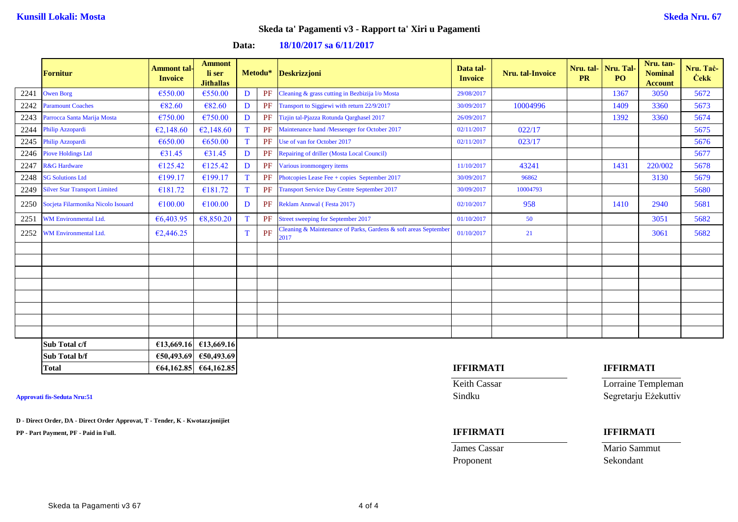**Kunsill Lokali: Mosta** **Skeda Nru. 67**

## Skeda ta' Pagamenti v3 - Rapport ta' Xiri u Pagamenti

**Data: 18/10/2017 sa 6/11/2017**

| | Fornitur | Ammont tal-Invoice | Ammont li ser Jithallas | Metodu* | | Deskrizzjoni | Data tal-Invoice | Nru. tal-Invoice | Nru. tal-PR | Nru. Tal-PO | Nru. tan-Nominal Account | Nru. Taċ-Ċekk |
|---|---|---|---|---|---|---|---|---|---|---|---|---|
| 2241 | Owen Borg | €550.00 | €550.00 | D | PF | Cleaning & grass cutting in Bezbizija l/o Mosta | 29/08/2017 | | | 1367 | 3050 | 5672 |
| 2242 | Paramount Coaches | €82.60 | €82.60 | D | PF | Transport to Siggiewi with return 22/9/2017 | 30/09/2017 | 10004996 | | 1409 | 3360 | 5673 |
| 2243 | Parrocca Santa Marija Mosta | €750.00 | €750.00 | D | PF | Tizjin tal-Pjazza Rotunda Qarghasel 2017 | 26/09/2017 | | | 1392 | 3360 | 5674 |
| 2244 | Philip Azzopardi | €2,148.60 | €2,148.60 | T | PF | Maintenance hand /Messenger for October 2017 | 02/11/2017 | 022/17 | | | | 5675 |
| 2245 | Philip Azzopardi | €650.00 | €650.00 | T | PF | Use of van for October 2017 | 02/11/2017 | 023/17 | | | | 5676 |
| 2246 | Piove Holdings Ltd | €31.45 | €31.45 | D | PF | Repairing of driller (Mosta Local Council) | | | | | | 5677 |
| 2247 | R&G Hardware | €125.42 | €125.42 | D | PF | Various ironmongery items | 11/10/2017 | 43241 | | 1431 | 220/002 | 5678 |
| 2248 | SG Solutions Ltd | €199.17 | €199.17 | T | PF | Photcopies Lease Fee + copies September 2017 | 30/09/2017 | 96862 | | | 3130 | 5679 |
| 2249 | Silver Star Transport Limited | €181.72 | €181.72 | T | PF | Transport Service Day Centre September 2017 | 30/09/2017 | 10004793 | | | | 5680 |
| 2250 | Socjeta Filarmonika Nicolo Isouard | €100.00 | €100.00 | D | PF | Reklam Annwal ( Festa 2017) | 02/10/2017 | 958 | | 1410 | 2940 | 5681 |
| 2251 | WM Environmental Ltd. | €6,403.95 | €8,850.20 | T | PF | Street sweeping for September 2017 | 01/10/2017 | 50 | | | 3051 | 5682 |
| 2252 | WM Environmental Ltd. | €2,446.25 | | T | PF | Cleaning & Maintenance of Parks, Gardens & soft areas September 2017 | 01/10/2017 | 21 | | | 3061 | 5682 |

| | | |
|---|---|---|
| **Sub Total c/f** | €13,669.16 | €13,669.16 |
| **Sub Total b/f** | €50,493.69 | €50,493.69 |
| **Total** | €64,162.85 | €64,162.85 |

**Approvati fis-Seduta Nru:51**

**D - Direct Order, DA - Direct Order Approvat, T - Tender, K - Kwotazzjonijiet**

**PP - Part Payment, PF - Paid in Full.**

**IFFIRMATI**

Keith Cassar
Sindku

**IFFIRMATI**

Lorraine Templeman
Segretarju Eżekuttiv

**IFFIRMATI**

James Cassar
Proponent

**IFFIRMATI**

Mario Sammut
Sekondant